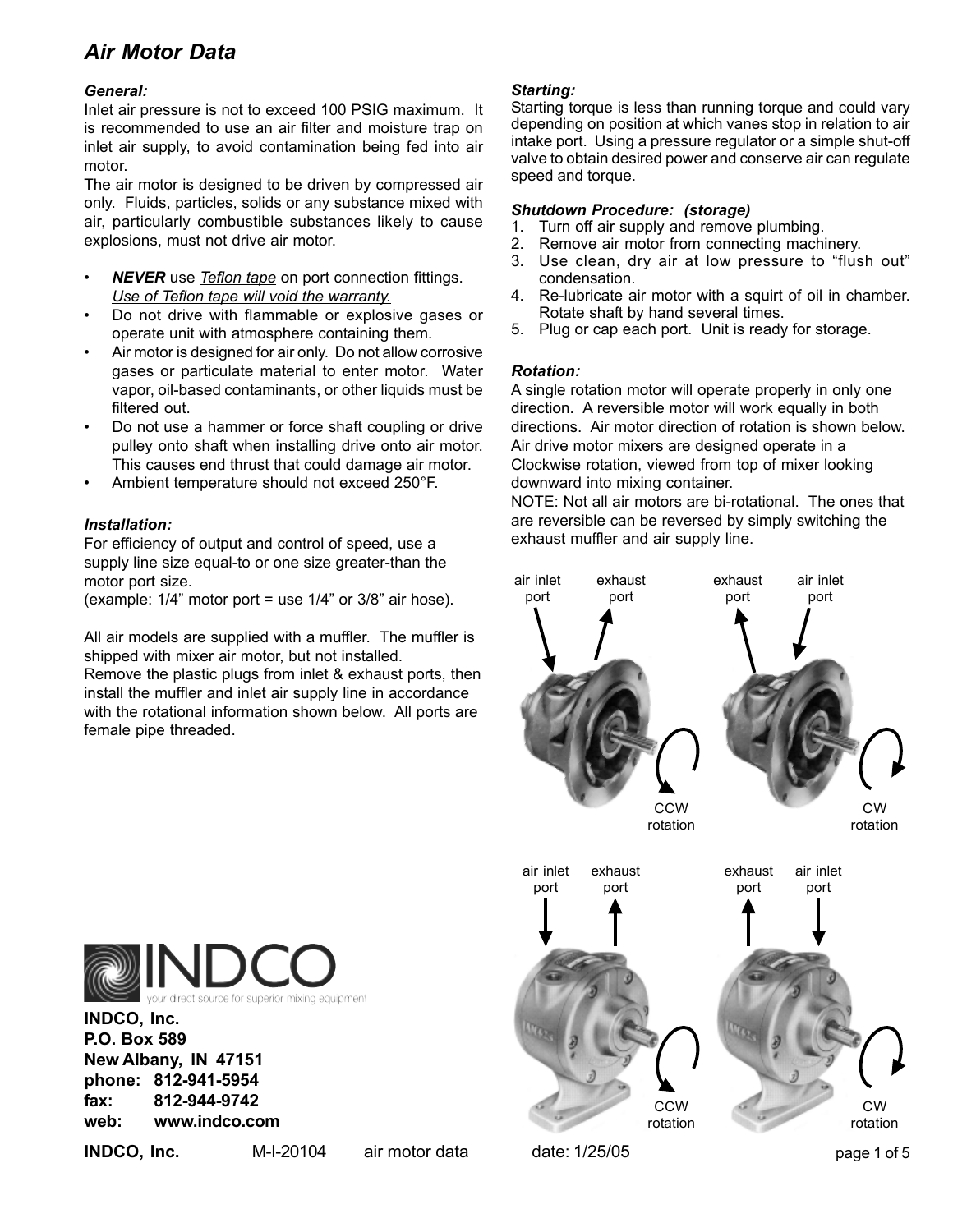# Air Motor Data

***General:***

Inlet air pressure is not to exceed 100 PSIG maximum. It is recommended to use an air filter and moisture trap on inlet air supply, to avoid contamination being fed into air motor.

The air motor is designed to be driven by compressed air only. Fluids, particles, solids or any substance mixed with air, particularly combustible substances likely to cause explosions, must not drive air motor.

- ***NEVER*** use *Teflon tape* on port connection fittings. *Use of Teflon tape will void the warranty.*
- Do not drive with flammable or explosive gases or operate unit with atmosphere containing them.
- Air motor is designed for air only. Do not allow corrosive gases or particulate material to enter motor. Water vapor, oil-based contaminants, or other liquids must be filtered out.
- Do not use a hammer or force shaft coupling or drive pulley onto shaft when installing drive onto air motor. This causes end thrust that could damage air motor.
- Ambient temperature should not exceed 250°F.

***Installation:***

For efficiency of output and control of speed, use a supply line size equal-to or one size greater-than the motor port size.

(example: 1/4" motor port = use 1/4" or 3/8" air hose).

All air models are supplied with a muffler. The muffler is shipped with mixer air motor, but not installed.

Remove the plastic plugs from inlet & exhaust ports, then install the muffler and inlet air supply line in accordance with the rotational information shown below. All ports are female pipe threaded.

***Starting:***

Starting torque is less than running torque and could vary depending on position at which vanes stop in relation to air intake port. Using a pressure regulator or a simple shut-off valve to obtain desired power and conserve air can regulate speed and torque.

***Shutdown Procedure: (storage)***

1. Turn off air supply and remove plumbing.
2. Remove air motor from connecting machinery.
3. Use clean, dry air at low pressure to "flush out" condensation.
4. Re-lubricate air motor with a squirt of oil in chamber. Rotate shaft by hand several times.
5. Plug or cap each port. Unit is ready for storage.

***Rotation:***

A single rotation motor will operate properly in only one direction. A reversible motor will work equally in both directions. Air motor direction of rotation is shown below. Air drive motor mixers are designed operate in a Clockwise rotation, viewed from top of mixer looking downward into mixing container.

NOTE: Not all air motors are bi-rotational. The ones that are reversible can be reversed by simply switching the exhaust muffler and air supply line.

air inlet port — exhaust port — CCW rotation

exhaust port — air inlet port — CW rotation

air inlet port — exhaust port — CCW rotation

exhaust port — air inlet port — CW rotation

**INDCO, Inc.**
**P.O. Box 589**
**New Albany, IN 47151**
**phone: 812-941-5954**
**fax: 812-944-9742**
**web: www.indco.com**

**INDCO, Inc.** M-I-20104 air motor data date: 1/25/05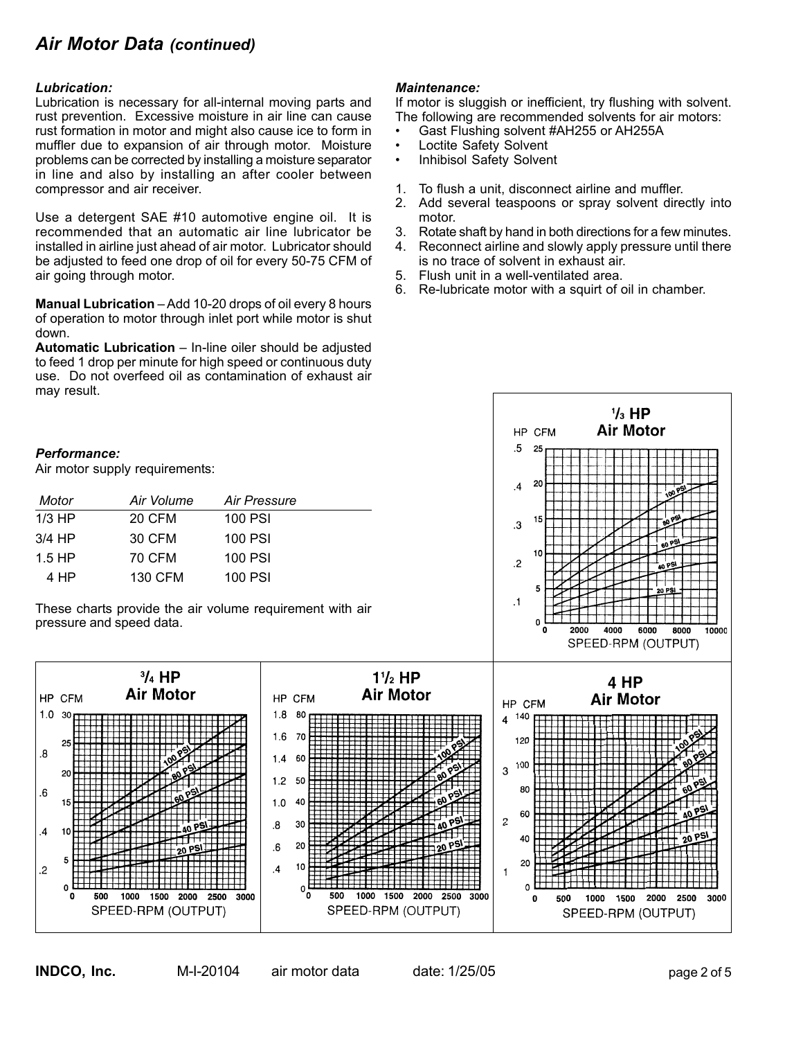## Air Motor Data *(continued)*

### *Lubrication:*

Lubrication is necessary for all-internal moving parts and rust prevention. Excessive moisture in air line can cause rust formation in motor and might also cause ice to form in muffler due to expansion of air through motor. Moisture problems can be corrected by installing a moisture separator in line and also by installing an after cooler between compressor and air receiver.

Use a detergent SAE #10 automotive engine oil. It is recommended that an automatic air line lubricator be installed in airline just ahead of air motor. Lubricator should be adjusted to feed one drop of oil for every 50-75 CFM of air going through motor.

**Manual Lubrication** – Add 10-20 drops of oil every 8 hours of operation to motor through inlet port while motor is shut down.
**Automatic Lubrication** – In-line oiler should be adjusted to feed 1 drop per minute for high speed or continuous duty use. Do not overfeed oil as contamination of exhaust air may result.

### *Maintenance:*

If motor is sluggish or inefficient, try flushing with solvent. The following are recommended solvents for air motors:

- Gast Flushing solvent #AH255 or AH255A
- Loctite Safety Solvent
- Inhibisol Safety Solvent

1. To flush a unit, disconnect airline and muffler.
2. Add several teaspoons or spray solvent directly into motor.
3. Rotate shaft by hand in both directions for a few minutes.
4. Reconnect airline and slowly apply pressure until there is no trace of solvent in exhaust air.
5. Flush unit in a well-ventilated area.
6. Re-lubricate motor with a squirt of oil in chamber.

### *Performance:*

Air motor supply requirements:

| *Motor* | *Air Volume* | *Air Pressure* |
|---|---|---|
| 1/3 HP | 20 CFM | 100 PSI |
| 3/4 HP | 30 CFM | 100 PSI |
| 1.5 HP | 70 CFM | 100 PSI |
| 4 HP | 130 CFM | 100 PSI |

These charts provide the air volume requirement with air pressure and speed data.

**1/3 HP Air Motor** — HP / CFM vs. SPEED-RPM (OUTPUT); curves for 20, 40, 60, 80, 100 PSI

**3/4 HP Air Motor** — HP / CFM vs. SPEED-RPM (OUTPUT); curves for 20, 40, 60, 80, 100 PSI

**1½ HP Air Motor** — HP / CFM vs. SPEED-RPM (OUTPUT); curves for 20, 40, 60, 80, 100 PSI

**4 HP Air Motor** — HP / CFM vs. SPEED-RPM (OUTPUT); curves for 20, 40, 60, 80, 100 PSI

INDCO, Inc. M-I-20104 air motor data date: 1/25/05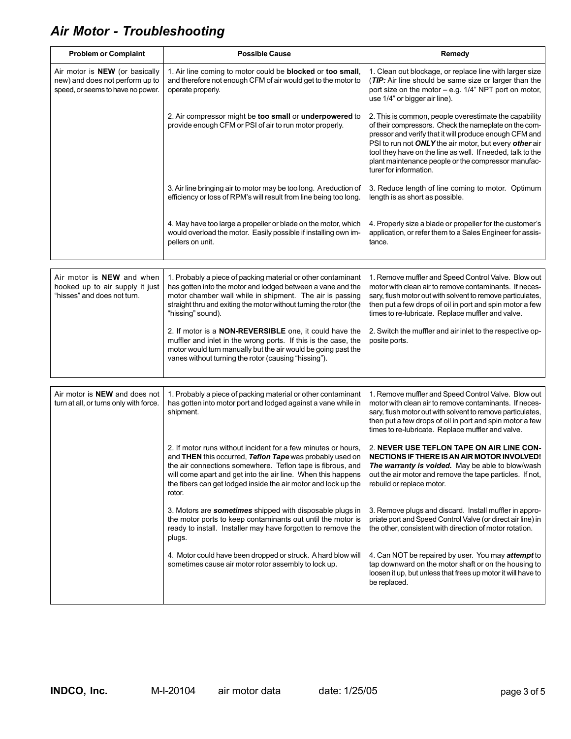# Air Motor - Troubleshooting

| Problem or Complaint | Possible Cause | Remedy |
|---|---|---|
| Air motor is **NEW** (or basically new) and does not perform up to speed, or seems to have no power. | 1. Air line coming to motor could be **blocked** or **too small**, and therefore not enough CFM of air would get to the motor to operate properly. | 1. Clean out blockage, or replace line with larger size (***TIP:*** Air line should be same size or larger than the port size on the motor – e.g. 1/4" NPT port on motor, use 1/4" or bigger air line). |
| | 2. Air compressor might be **too small** or **underpowered** to provide enough CFM or PSI of air to run motor properly. | 2. <u>This is common</u>, people overestimate the capability of their compressors. Check the nameplate on the compressor and verify that it will produce enough CFM and PSI to run not ***ONLY*** the air motor, but every ***other*** air tool they have on the line as well. If needed, talk to the plant maintenance people or the compressor manufacturer for information. |
| | 3. Air line bringing air to motor may be too long. A reduction of efficiency or loss of RPM's will result from line being too long. | 3. Reduce length of line coming to motor. Optimum length is as short as possible. |
| | 4. May have too large a propeller or blade on the motor, which would overload the motor. Easily possible if installing own impellers on unit. | 4. Properly size a blade or propeller for the customer's application, or refer them to a Sales Engineer for assistance. |
| Air motor is **NEW** and when hooked up to air supply it just "hisses" and does not turn. | 1. Probably a piece of packing material or other contaminant has gotten into the motor and lodged between a vane and the motor chamber wall while in shipment. The air is passing straight thru and exiting the motor without turning the rotor (the "hissing" sound). | 1. Remove muffler and Speed Control Valve. Blow out motor with clean air to remove contaminants. If necessary, flush motor out with solvent to remove particulates, then put a few drops of oil in port and spin motor a few times to re-lubricate. Replace muffler and valve. |
| | 2. If motor is a **NON-REVERSIBLE** one, it could have the muffler and inlet in the wrong ports. If this is the case, the motor would turn manually but the air would be going past the vanes without turning the rotor (causing "hissing"). | 2. Switch the muffler and air inlet to the respective opposite ports. |
| Air motor is **NEW** and does not turn at all, or turns only with force. | 1. Probably a piece of packing material or other contaminant has gotten into motor port and lodged against a vane while in shipment. | 1. Remove muffler and Speed Control Valve. Blow out motor with clean air to remove contaminants. If necessary, flush motor out with solvent to remove particulates, then put a few drops of oil in port and spin motor a few times to re-lubricate. Replace muffler and valve. |
| | 2. If motor runs without incident for a few minutes or hours, and **THEN** this occurred, ***Teflon Tape*** was probably used on the air connections somewhere. Teflon tape is fibrous, and will come apart and get into the air line. When this happens the fibers can get lodged inside the air motor and lock up the rotor. | 2. **NEVER USE TEFLON TAPE ON AIR LINE CONNECTIONS IF THERE IS AN AIR MOTOR INVOLVED!** ***The warranty is voided.*** May be able to blow/wash out the air motor and remove the tape particles. If not, rebuild or replace motor. |
| | 3. Motors are ***sometimes*** shipped with disposable plugs in the motor ports to keep contaminants out until the motor is ready to install. Installer may have forgotten to remove the plugs. | 3. Remove plugs and discard. Install muffler in appropriate port and Speed Control Valve (or direct air line) in the other, consistent with direction of motor rotation. |
| | 4. Motor could have been dropped or struck. A hard blow will sometimes cause air motor rotor assembly to lock up. | 4. Can NOT be repaired by user. You may ***attempt*** to tap downward on the motor shaft or on the housing to loosen it up, but unless that frees up motor it will have to be replaced. |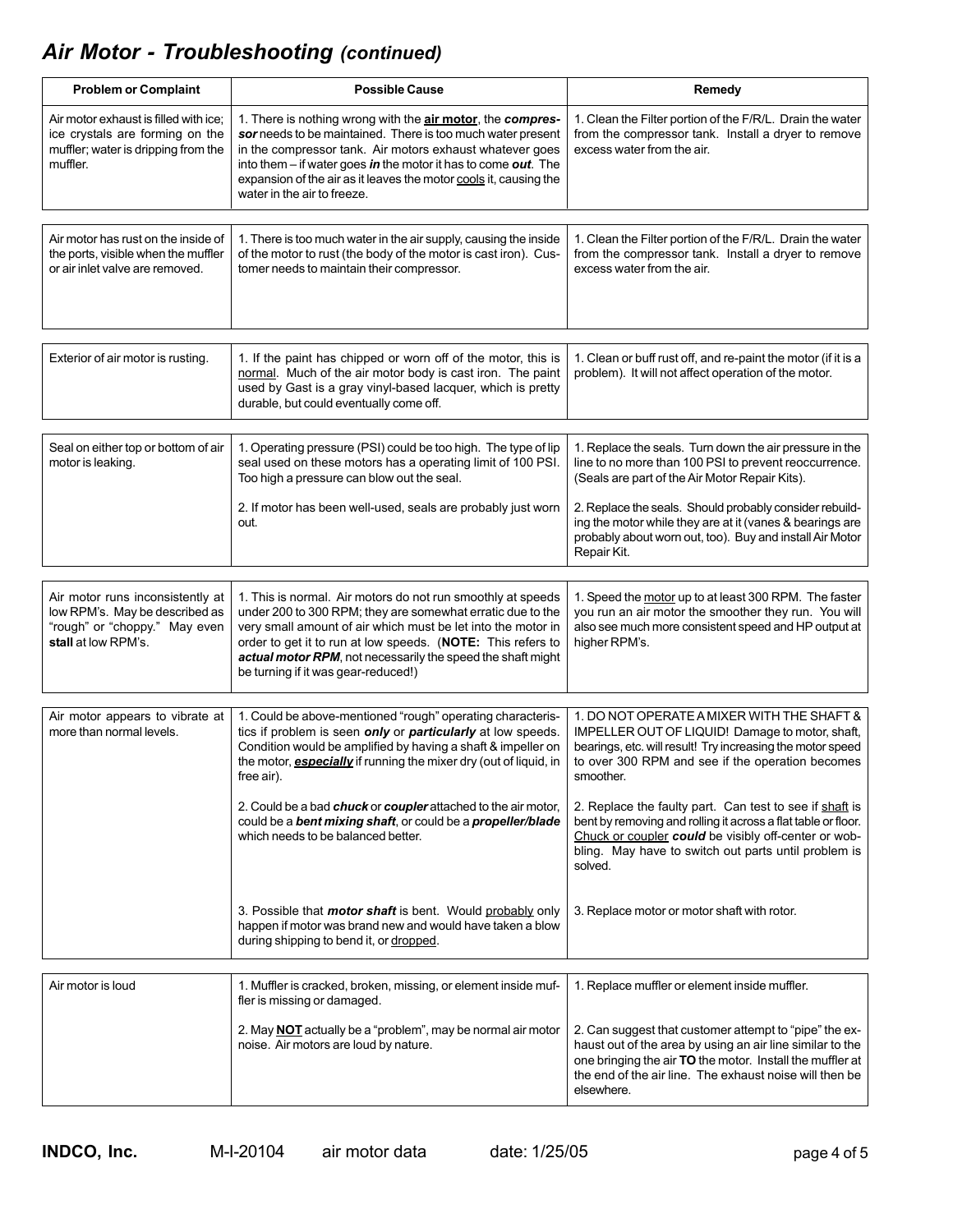## *Air Motor - Troubleshooting (continued)*

| Problem or Complaint | Possible Cause | Remedy |
|---|---|---|
| Air motor exhaust is filled with ice; ice crystals are forming on the muffler; water is dripping from the muffler. | 1. There is nothing wrong with the **air motor**, the ***compressor*** needs to be maintained. There is too much water present in the compressor tank. Air motors exhaust whatever goes into them – if water goes ***in*** the motor it has to come ***out***. The expansion of the air as it leaves the motor cools it, causing the water in the air to freeze. | 1. Clean the Filter portion of the F/R/L. Drain the water from the compressor tank. Install a dryer to remove excess water from the air. |
| Air motor has rust on the inside of the ports, visible when the muffler or air inlet valve are removed. | 1. There is too much water in the air supply, causing the inside of the motor to rust (the body of the motor is cast iron). Customer needs to maintain their compressor. | 1. Clean the Filter portion of the F/R/L. Drain the water from the compressor tank. Install a dryer to remove excess water from the air. |
| Exterior of air motor is rusting. | 1. If the paint has chipped or worn off of the motor, this is normal. Much of the air motor body is cast iron. The paint used by Gast is a gray vinyl-based lacquer, which is pretty durable, but could eventually come off. | 1. Clean or buff rust off, and re-paint the motor (if it is a problem). It will not affect operation of the motor. |
| Seal on either top or bottom of air motor is leaking. | 1. Operating pressure (PSI) could be too high. The type of lip seal used on these motors has a operating limit of 100 PSI. Too high a pressure can blow out the seal. | 1. Replace the seals. Turn down the air pressure in the line to no more than 100 PSI to prevent reoccurrence. (Seals are part of the Air Motor Repair Kits). |
| | 2. If motor has been well-used, seals are probably just worn out. | 2. Replace the seals. Should probably consider rebuilding the motor while they are at it (vanes & bearings are probably about worn out, too). Buy and install Air Motor Repair Kit. |
| Air motor runs inconsistently at low RPM's. May be described as "rough" or "choppy." May even **stall** at low RPM's. | 1. This is normal. Air motors do not run smoothly at speeds under 200 to 300 RPM; they are somewhat erratic due to the very small amount of air which must be let into the motor in order to get it to run at low speeds. (**NOTE:** This refers to ***actual motor RPM***, not necessarily the speed the shaft might be turning if it was gear-reduced!) | 1. Speed the motor up to at least 300 RPM. The faster you run an air motor the smoother they run. You will also see much more consistent speed and HP output at higher RPM's. |
| Air motor appears to vibrate at more than normal levels. | 1. Could be above-mentioned "rough" operating characteristics if problem is seen ***only*** or ***particularly*** at low speeds. Condition would be amplified by having a shaft & impeller on the motor, ***especially*** if running the mixer dry (out of liquid, in free air). | 1. DO NOT OPERATE A MIXER WITH THE SHAFT & IMPELLER OUT OF LIQUID! Damage to motor, shaft, bearings, etc. will result! Try increasing the motor speed to over 300 RPM and see if the operation becomes smoother. |
| | 2. Could be a bad ***chuck*** or ***coupler*** attached to the air motor, could be a ***bent mixing shaft***, or could be a ***propeller/blade*** which needs to be balanced better. | 2. Replace the faulty part. Can test to see if shaft is bent by removing and rolling it across a flat table or floor. Chuck or coupler ***could*** be visibly off-center or wobbling. May have to switch out parts until problem is solved. |
| | 3. Possible that ***motor shaft*** is bent. Would probably only happen if motor was brand new and would have taken a blow during shipping to bend it, or dropped. | 3. Replace motor or motor shaft with rotor. |
| Air motor is loud | 1. Muffler is cracked, broken, missing, or element inside muffler is missing or damaged. | 1. Replace muffler or element inside muffler. |
| | 2. May **NOT** actually be a "problem", may be normal air motor noise. Air motors are loud by nature. | 2. Can suggest that customer attempt to "pipe" the exhaust out of the area by using an air line similar to the one bringing the air **TO** the motor. Install the muffler at the end of the air line. The exhaust noise will then be elsewhere. |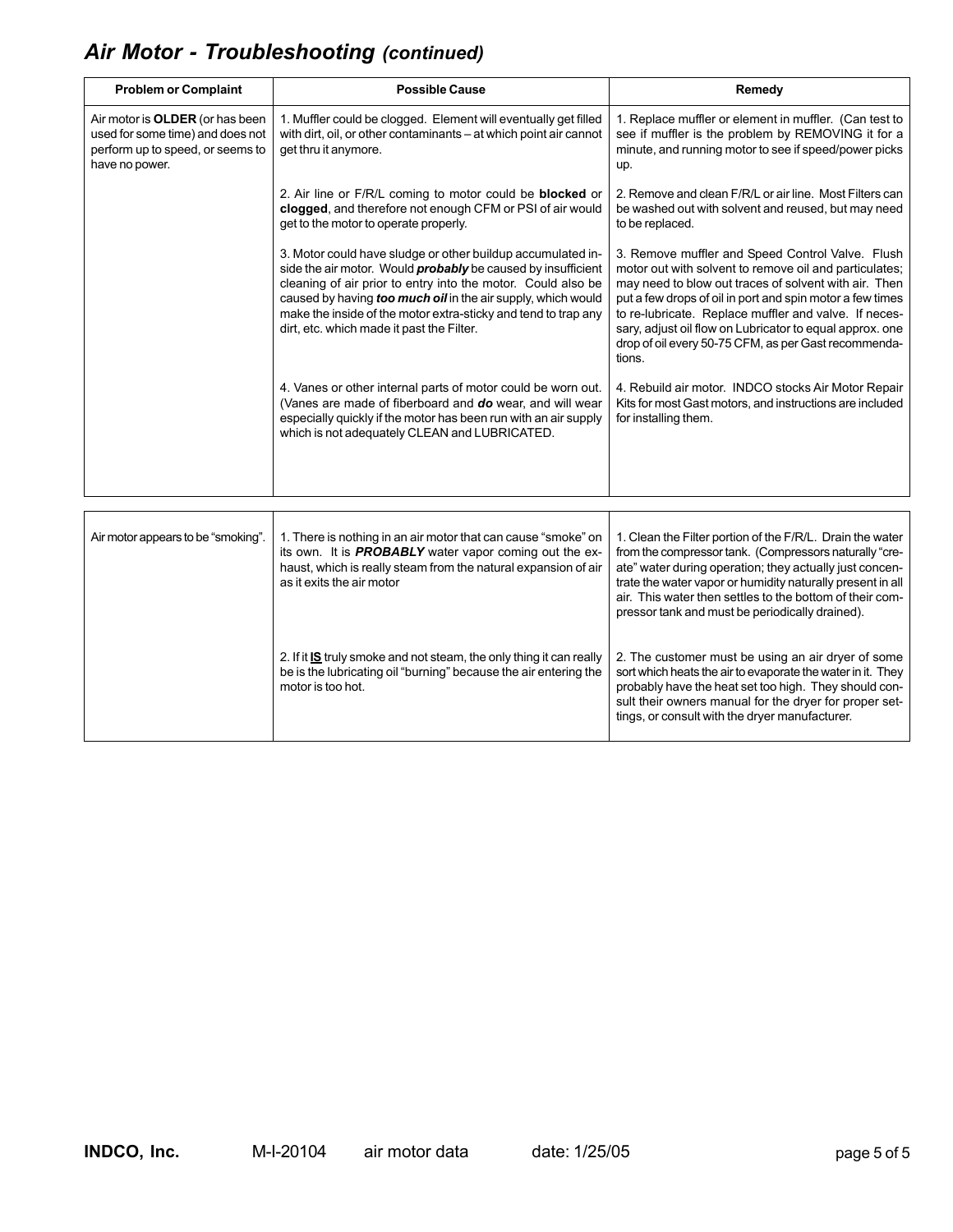## *Air Motor - Troubleshooting (continued)*

| Problem or Complaint | Possible Cause | Remedy |
|---|---|---|
| Air motor is **OLDER** (or has been used for some time) and does not perform up to speed, or seems to have no power. | 1. Muffler could be clogged. Element will eventually get filled with dirt, oil, or other contaminants – at which point air cannot get thru it anymore. | 1. Replace muffler or element in muffler. (Can test to see if muffler is the problem by REMOVING it for a minute, and running motor to see if speed/power picks up. |
| | 2. Air line or F/R/L coming to motor could be **blocked** or **clogged**, and therefore not enough CFM or PSI of air would get to the motor to operate properly. | 2. Remove and clean F/R/L or air line. Most Filters can be washed out with solvent and reused, but may need to be replaced. |
| | 3. Motor could have sludge or other buildup accumulated inside the air motor. Would ***probably*** be caused by insufficient cleaning of air prior to entry into the motor. Could also be caused by having ***too much oil*** in the air supply, which would make the inside of the motor extra-sticky and tend to trap any dirt, etc. which made it past the Filter. | 3. Remove muffler and Speed Control Valve. Flush motor out with solvent to remove oil and particulates; may need to blow out traces of solvent with air. Then put a few drops of oil in port and spin motor a few times to re-lubricate. Replace muffler and valve. If necessary, adjust oil flow on Lubricator to equal approx. one drop of oil every 50-75 CFM, as per Gast recommendations. |
| | 4. Vanes or other internal parts of motor could be worn out. (Vanes are made of fiberboard and ***do*** wear, and will wear especially quickly if the motor has been run with an air supply which is not adequately CLEAN and LUBRICATED. | 4. Rebuild air motor. INDCO stocks Air Motor Repair Kits for most Gast motors, and instructions are included for installing them. |
| Air motor appears to be "smoking". | 1. There is nothing in an air motor that can cause "smoke" on its own. It is ***PROBABLY*** water vapor coming out the exhaust, which is really steam from the natural expansion of air as it exits the air motor | 1. Clean the Filter portion of the F/R/L. Drain the water from the compressor tank. (Compressors naturally "create" water during operation; they actually just concentrate the water vapor or humidity naturally present in all air. This water then settles to the bottom of their compressor tank and must be periodically drained). |
| | 2. If it **IS** truly smoke and not steam, the only thing it can really be is the lubricating oil "burning" because the air entering the motor is too hot. | 2. The customer must be using an air dryer of some sort which heats the air to evaporate the water in it. They probably have the heat set too high. They should consult their owners manual for the dryer for proper settings, or consult with the dryer manufacturer. |

**INDCO, Inc.** M-I-20104 air motor data date: 1/25/05